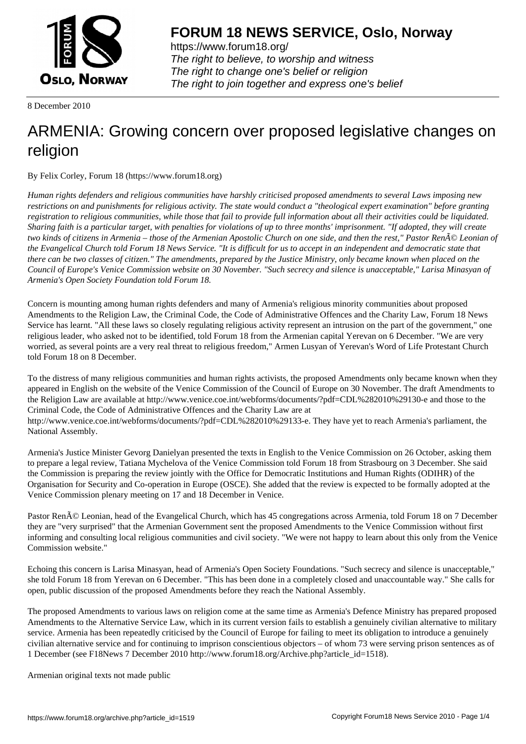8 December 2010

# ARMENIA: Growing concern over proposed legislative changes on religion

By Felix Corley, Forum 18 (https://www.forum18.org)

*Human rights defenders and religious communities have harshly criticised proposed amendments to several Laws imposing new restrictions on and punishments for religious activity. The state would conduct a "theological expert examination" before granting registration to religious communities, while those that fail to provide full information about all their activities could be liquidated. Sharing faith is a particular target, with penalties for violations of up to three months' imprisonment. "If adopted, they will create two kinds of citizens in Armenia – those of the Armenian Apostolic Church on one side, and then the rest," Pastor RenÃ© Leonian of the Evangelical Church told Forum 18 News Service. "It is difficult for us to accept in an independent and democratic state that there can be two classes of citizen." The amendments, prepared by the Justice Ministry, only became known when placed on the Council of Europe's Venice Commission website on 30 November. "Such secrecy and silence is unacceptable," Larisa Minasyan of Armenia's Open Society Foundation told Forum 18.*

Concern is mounting among human rights defenders and many of Armenia's religious minority communities about proposed Amendments to the Religion Law, the Criminal Code, the Code of Administrative Offences and the Charity Law, Forum 18 News Service has learnt. "All these laws so closely regulating religious activity represent an intrusion on the part of the government," one religious leader, who asked not to be identified, told Forum 18 from the Armenian capital Yerevan on 6 December. "We are very worried, as several points are a very real threat to religious freedom," Armen Lusyan of Yerevan's Word of Life Protestant Church told Forum 18 on 8 December.

To the distress of many religious communities and human rights activists, the proposed Amendments only became known when they appeared in English on the website of the Venice Commission of the Council of Europe on 30 November. The draft Amendments to the Religion Law are available at http://www.venice.coe.int/webforms/documents/?pdf=CDL%282010%29130-e and those to the Criminal Code, the Code of Administrative Offences and the Charity Law are at http://www.venice.coe.int/webforms/documents/?pdf=CDL%282010%29133-e. They have yet to reach Armenia's parliament, the National Assembly.

Armenia's Justice Minister Gevorg Danielyan presented the texts in English to the Venice Commission on 26 October, asking them to prepare a legal review, Tatiana Mychelova of the Venice Commission told Forum 18 from Strasbourg on 3 December. She said the Commission is preparing the review jointly with the Office for Democratic Institutions and Human Rights (ODIHR) of the Organisation for Security and Co-operation in Europe (OSCE). She added that the review is expected to be formally adopted at the Venice Commission plenary meeting on 17 and 18 December in Venice.

Pastor RenÃ© Leonian, head of the Evangelical Church, which has 45 congregations across Armenia, told Forum 18 on 7 December they are "very surprised" that the Armenian Government sent the proposed Amendments to the Venice Commission without first informing and consulting local religious communities and civil society. "We were not happy to learn about this only from the Venice Commission website."

Echoing this concern is Larisa Minasyan, head of Armenia's Open Society Foundations. "Such secrecy and silence is unacceptable," she told Forum 18 from Yerevan on 6 December. "This has been done in a completely closed and unaccountable way." She calls for open, public discussion of the proposed Amendments before they reach the National Assembly.

The proposed Amendments to various laws on religion come at the same time as Armenia's Defence Ministry has prepared proposed Amendments to the Alternative Service Law, which in its current version fails to establish a genuinely civilian alternative to military service. Armenia has been repeatedly criticised by the Council of Europe for failing to meet its obligation to introduce a genuinely civilian alternative service and for continuing to imprison conscientious objectors – of whom 73 were serving prison sentences as of 1 December (see F18News 7 December 2010 http://www.forum18.org/Archive.php?article_id=1518).

Armenian original texts not made public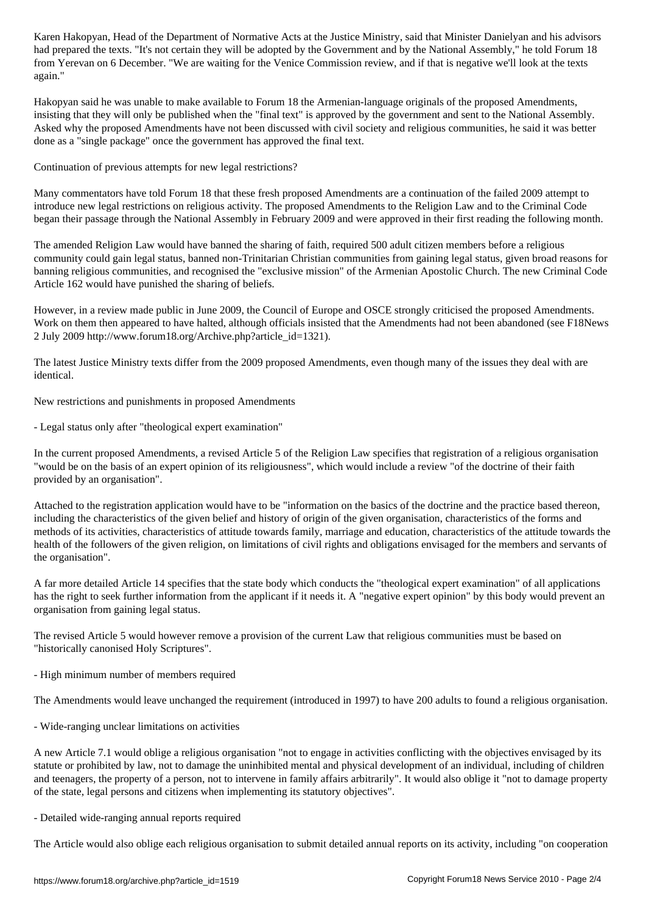Karen Hakopyan, Head of the Department of Normative Acts at the Justice Ministry, said that Minister Danielyan and his advisors had prepared the texts. "It's not certain they will be adopted by the Government and by the National Assembly," he told Forum 18 from Yerevan on 6 December. "We are waiting for the Venice Commission review, and if that is negative we'll look at the texts again."

Hakopyan said he was unable to make available to Forum 18 the Armenian-language originals of the proposed Amendments, insisting that they will only be published when the "final text" is approved by the government and sent to the National Assembly. Asked why the proposed Amendments have not been discussed with civil society and religious communities, he said it was better done as a "single package" once the government has approved the final text.

## Continuation of previous attempts for new legal restrictions?

Many commentators have told Forum 18 that these fresh proposed Amendments are a continuation of the failed 2009 attempt to introduce new legal restrictions on religious activity. The proposed Amendments to the Religion Law and to the Criminal Code began their passage through the National Assembly in February 2009 and were approved in their first reading the following month.

The amended Religion Law would have banned the sharing of faith, required 500 adult citizen members before a religious community could gain legal status, banned non-Trinitarian Christian communities from gaining legal status, given broad reasons for banning religious communities, and recognised the "exclusive mission" of the Armenian Apostolic Church. The new Criminal Code Article 162 would have punished the sharing of beliefs.

However, in a review made public in June 2009, the Council of Europe and OSCE strongly criticised the proposed Amendments. Work on them then appeared to have halted, although officials insisted that the Amendments had not been abandoned (see F18News 2 July 2009 http://www.forum18.org/Archive.php?article_id=1321).

The latest Justice Ministry texts differ from the 2009 proposed Amendments, even though many of the issues they deal with are identical.

## New restrictions and punishments in proposed Amendments

### - Legal status only after "theological expert examination"

In the current proposed Amendments, a revised Article 5 of the Religion Law specifies that registration of a religious organisation "would be on the basis of an expert opinion of its religiousness", which would include a review "of the doctrine of their faith provided by an organisation".

Attached to the registration application would have to be "information on the basics of the doctrine and the practice based thereon, including the characteristics of the given belief and history of origin of the given organisation, characteristics of the forms and methods of its activities, characteristics of attitude towards family, marriage and education, characteristics of the attitude towards the health of the followers of the given religion, on limitations of civil rights and obligations envisaged for the members and servants of the organisation".

A far more detailed Article 14 specifies that the state body which conducts the "theological expert examination" of all applications has the right to seek further information from the applicant if it needs it. A "negative expert opinion" by this body would prevent an organisation from gaining legal status.

The revised Article 5 would however remove a provision of the current Law that religious communities must be based on "historically canonised Holy Scriptures".

### - High minimum number of members required

The Amendments would leave unchanged the requirement (introduced in 1997) to have 200 adults to found a religious organisation.

### - Wide-ranging unclear limitations on activities

A new Article 7.1 would oblige a religious organisation "not to engage in activities conflicting with the objectives envisaged by its statute or prohibited by law, not to damage the uninhibited mental and physical development of an individual, including of children and teenagers, the property of a person, not to intervene in family affairs arbitrarily". It would also oblige it "not to damage property of the state, legal persons and citizens when implementing its statutory objectives".

### - Detailed wide-ranging annual reports required

The Article would also oblige each religious organisation to submit detailed annual reports on its activity, including "on cooperation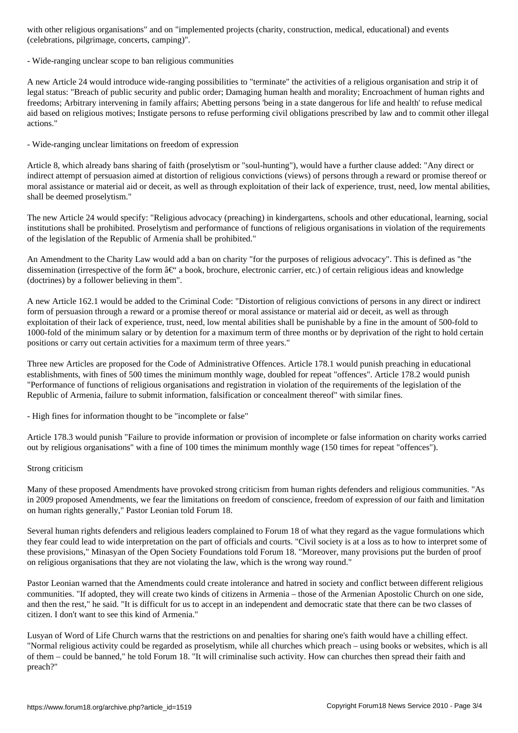with other religious organisations" and on "implemented projects (charity, construction, medical, educational) and events (celebrations, pilgrimage, concerts, camping)".

- Wide-ranging unclear scope to ban religious communities

A new Article 24 would introduce wide-ranging possibilities to "terminate" the activities of a religious organisation and strip it of legal status: "Breach of public security and public order; Damaging human health and morality; Encroachment of human rights and freedoms; Arbitrary intervening in family affairs; Abetting persons 'being in a state dangerous for life and health' to refuse medical aid based on religious motives; Instigate persons to refuse performing civil obligations prescribed by law and to commit other illegal actions."

- Wide-ranging unclear limitations on freedom of expression

Article 8, which already bans sharing of faith (proselytism or "soul-hunting"), would have a further clause added: "Any direct or indirect attempt of persuasion aimed at distortion of religious convictions (views) of persons through a reward or promise thereof or moral assistance or material aid or deceit, as well as through exploitation of their lack of experience, trust, need, low mental abilities, shall be deemed proselytism."

The new Article 24 would specify: "Religious advocacy (preaching) in kindergartens, schools and other educational, learning, social institutions shall be prohibited. Proselytism and performance of functions of religious organisations in violation of the requirements of the legislation of the Republic of Armenia shall be prohibited."

An Amendment to the Charity Law would add a ban on charity "for the purposes of religious advocacy". This is defined as "the dissemination (irrespective of the form â€“ a book, brochure, electronic carrier, etc.) of certain religious ideas and knowledge (doctrines) by a follower believing in them".

A new Article 162.1 would be added to the Criminal Code: "Distortion of religious convictions of persons in any direct or indirect form of persuasion through a reward or a promise thereof or moral assistance or material aid or deceit, as well as through exploitation of their lack of experience, trust, need, low mental abilities shall be punishable by a fine in the amount of 500-fold to 1000-fold of the minimum salary or by detention for a maximum term of three months or by deprivation of the right to hold certain positions or carry out certain activities for a maximum term of three years."

Three new Articles are proposed for the Code of Administrative Offences. Article 178.1 would punish preaching in educational establishments, with fines of 500 times the minimum monthly wage, doubled for repeat "offences". Article 178.2 would punish "Performance of functions of religious organisations and registration in violation of the requirements of the legislation of the Republic of Armenia, failure to submit information, falsification or concealment thereof" with similar fines.

- High fines for information thought to be "incomplete or false"

Article 178.3 would punish "Failure to provide information or provision of incomplete or false information on charity works carried out by religious organisations" with a fine of 100 times the minimum monthly wage (150 times for repeat "offences").

Strong criticism

Many of these proposed Amendments have provoked strong criticism from human rights defenders and religious communities. "As in 2009 proposed Amendments, we fear the limitations on freedom of conscience, freedom of expression of our faith and limitation on human rights generally," Pastor Leonian told Forum 18.

Several human rights defenders and religious leaders complained to Forum 18 of what they regard as the vague formulations which they fear could lead to wide interpretation on the part of officials and courts. "Civil society is at a loss as to how to interpret some of these provisions," Minasyan of the Open Society Foundations told Forum 18. "Moreover, many provisions put the burden of proof on religious organisations that they are not violating the law, which is the wrong way round."

Pastor Leonian warned that the Amendments could create intolerance and hatred in society and conflict between different religious communities. "If adopted, they will create two kinds of citizens in Armenia – those of the Armenian Apostolic Church on one side, and then the rest," he said. "It is difficult for us to accept in an independent and democratic state that there can be two classes of citizen. I don't want to see this kind of Armenia."

Lusyan of Word of Life Church warns that the restrictions on and penalties for sharing one's faith would have a chilling effect. "Normal religious activity could be regarded as proselytism, while all churches which preach – using books or websites, which is all of them – could be banned," he told Forum 18. "It will criminalise such activity. How can churches then spread their faith and preach?"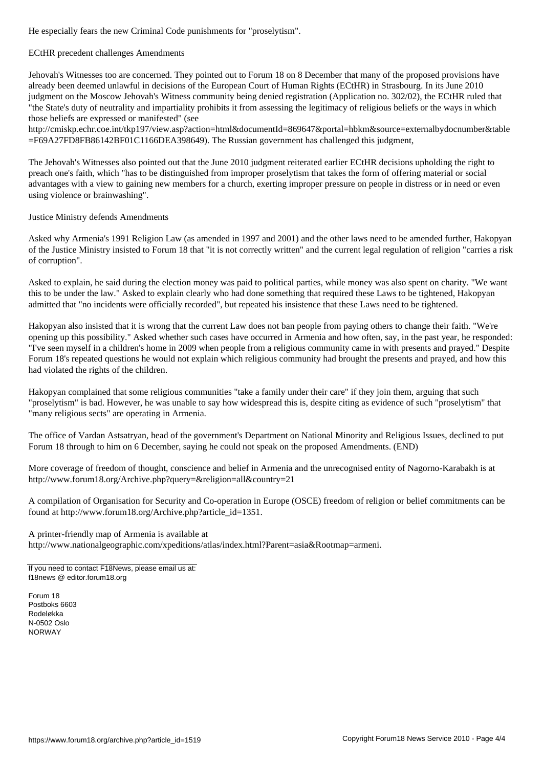He especially fears the new Criminal Code punishments for "proselytism".

## ECtHR precedent challenges Amendments

Jehovah's Witnesses too are concerned. They pointed out to Forum 18 on 8 December that many of the proposed provisions have already been deemed unlawful in decisions of the European Court of Human Rights (ECtHR) in Strasbourg. In its June 2010 judgment on the Moscow Jehovah's Witness community being denied registration (Application no. 302/02), the ECtHR ruled that "the State's duty of neutrality and impartiality prohibits it from assessing the legitimacy of religious beliefs or the ways in which those beliefs are expressed or manifested" (see http://cmiskp.echr.coe.int/tkp197/view.asp?action=html&documentId=869647&portal=hbkm&source=externalbydocnumber&table=F69A27FD8FB86142BF01C1166DEA398649). The Russian government has challenged this judgment,

The Jehovah's Witnesses also pointed out that the June 2010 judgment reiterated earlier ECtHR decisions upholding the right to preach one's faith, which "has to be distinguished from improper proselytism that takes the form of offering material or social advantages with a view to gaining new members for a church, exerting improper pressure on people in distress or in need or even using violence or brainwashing".

## Justice Ministry defends Amendments

Asked why Armenia's 1991 Religion Law (as amended in 1997 and 2001) and the other laws need to be amended further, Hakopyan of the Justice Ministry insisted to Forum 18 that "it is not correctly written" and the current legal regulation of religion "carries a risk of corruption".

Asked to explain, he said during the election money was paid to political parties, while money was also spent on charity. "We want this to be under the law." Asked to explain clearly who had done something that required these Laws to be tightened, Hakopyan admitted that "no incidents were officially recorded", but repeated his insistence that these Laws need to be tightened.

Hakopyan also insisted that it is wrong that the current Law does not ban people from paying others to change their faith. "We're opening up this possibility." Asked whether such cases have occurred in Armenia and how often, say, in the past year, he responded: "I've seen myself in a children's home in 2009 when people from a religious community came in with presents and prayed." Despite Forum 18's repeated questions he would not explain which religious community had brought the presents and prayed, and how this had violated the rights of the children.

Hakopyan complained that some religious communities "take a family under their care" if they join them, arguing that such "proselytism" is bad. However, he was unable to say how widespread this is, despite citing as evidence of such "proselytism" that "many religious sects" are operating in Armenia.

The office of Vardan Astsatryan, head of the government's Department on National Minority and Religious Issues, declined to put Forum 18 through to him on 6 December, saying he could not speak on the proposed Amendments. (END)

More coverage of freedom of thought, conscience and belief in Armenia and the unrecognised entity of Nagorno-Karabakh is at http://www.forum18.org/Archive.php?query=&religion=all&country=21

A compilation of Organisation for Security and Co-operation in Europe (OSCE) freedom of religion or belief commitments can be found at http://www.forum18.org/Archive.php?article_id=1351.

A printer-friendly map of Armenia is available at http://www.nationalgeographic.com/xpeditions/atlas/index.html?Parent=asia&Rootmap=armeni.

---

If you need to contact F18News, please email us at:
f18news @ editor.forum18.org

Forum 18
Postboks 6603
Rodeløkka
N-0502 Oslo
NORWAY